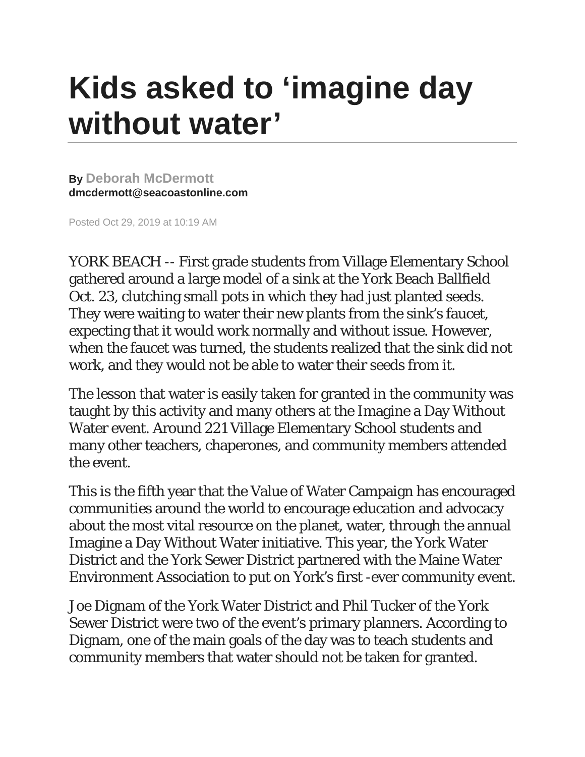# Kids asked to ‘imagine day without water’

By **Deborah McDermott**
**dmcdermott@seacoastonline.com**

Posted Oct 29, 2019 at 10:19 AM

YORK BEACH -- First grade students from Village Elementary School gathered around a large model of a sink at the York Beach Ballfield Oct. 23, clutching small pots in which they had just planted seeds. They were waiting to water their new plants from the sink’s faucet, expecting that it would work normally and without issue. However, when the faucet was turned, the students realized that the sink did not work, and they would not be able to water their seeds from it.

The lesson that water is easily taken for granted in the community was taught by this activity and many others at the Imagine a Day Without Water event. Around 221 Village Elementary School students and many other teachers, chaperones, and community members attended the event.

This is the fifth year that the Value of Water Campaign has encouraged communities around the world to encourage education and advocacy about the most vital resource on the planet, water, through the annual Imagine a Day Without Water initiative. This year, the York Water District and the York Sewer District partnered with the Maine Water Environment Association to put on York’s first -ever community event.

Joe Dignam of the York Water District and Phil Tucker of the York Sewer District were two of the event’s primary planners. According to Dignam, one of the main goals of the day was to teach students and community members that water should not be taken for granted.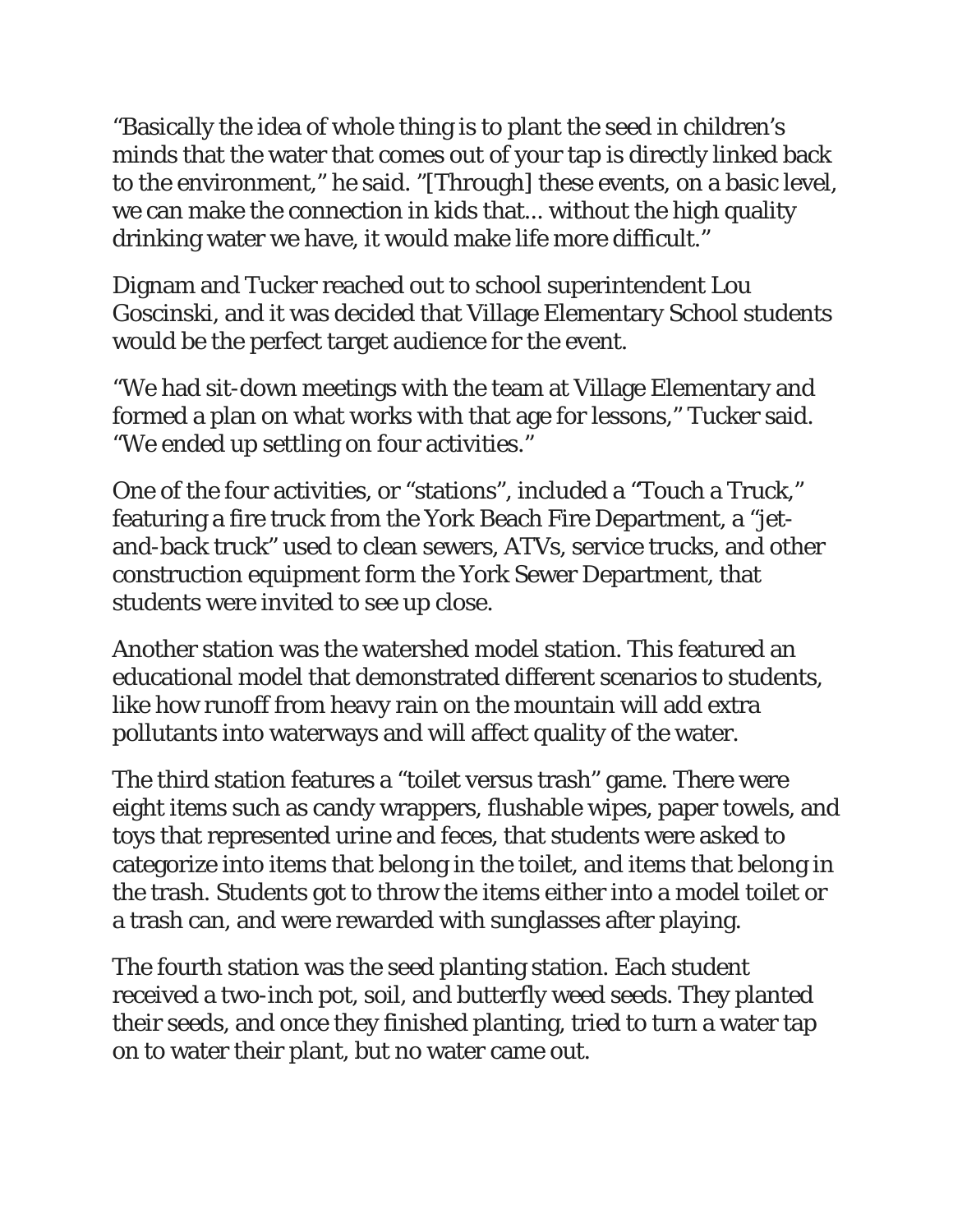“Basically the idea of whole thing is to plant the seed in children’s minds that the water that comes out of your tap is directly linked back to the environment,” he said. ”[Through] these events, on a basic level, we can make the connection in kids that... without the high quality drinking water we have, it would make life more difficult.”

Dignam and Tucker reached out to school superintendent Lou Goscinski, and it was decided that Village Elementary School students would be the perfect target audience for the event.

“We had sit-down meetings with the team at Village Elementary and formed a plan on what works with that age for lessons,” Tucker said. “We ended up settling on four activities.”

One of the four activities, or “stations”, included a “Touch a Truck,” featuring a fire truck from the York Beach Fire Department, a “jet-and-back truck” used to clean sewers, ATVs, service trucks, and other construction equipment form the York Sewer Department, that students were invited to see up close.

Another station was the watershed model station. This featured an educational model that demonstrated different scenarios to students, like how runoff from heavy rain on the mountain will add extra pollutants into waterways and will affect quality of the water.

The third station features a “toilet versus trash” game. There were eight items such as candy wrappers, flushable wipes, paper towels, and toys that represented urine and feces, that students were asked to categorize into items that belong in the toilet, and items that belong in the trash. Students got to throw the items either into a model toilet or a trash can, and were rewarded with sunglasses after playing.

The fourth station was the seed planting station. Each student received a two-inch pot, soil, and butterfly weed seeds. They planted their seeds, and once they finished planting, tried to turn a water tap on to water their plant, but no water came out.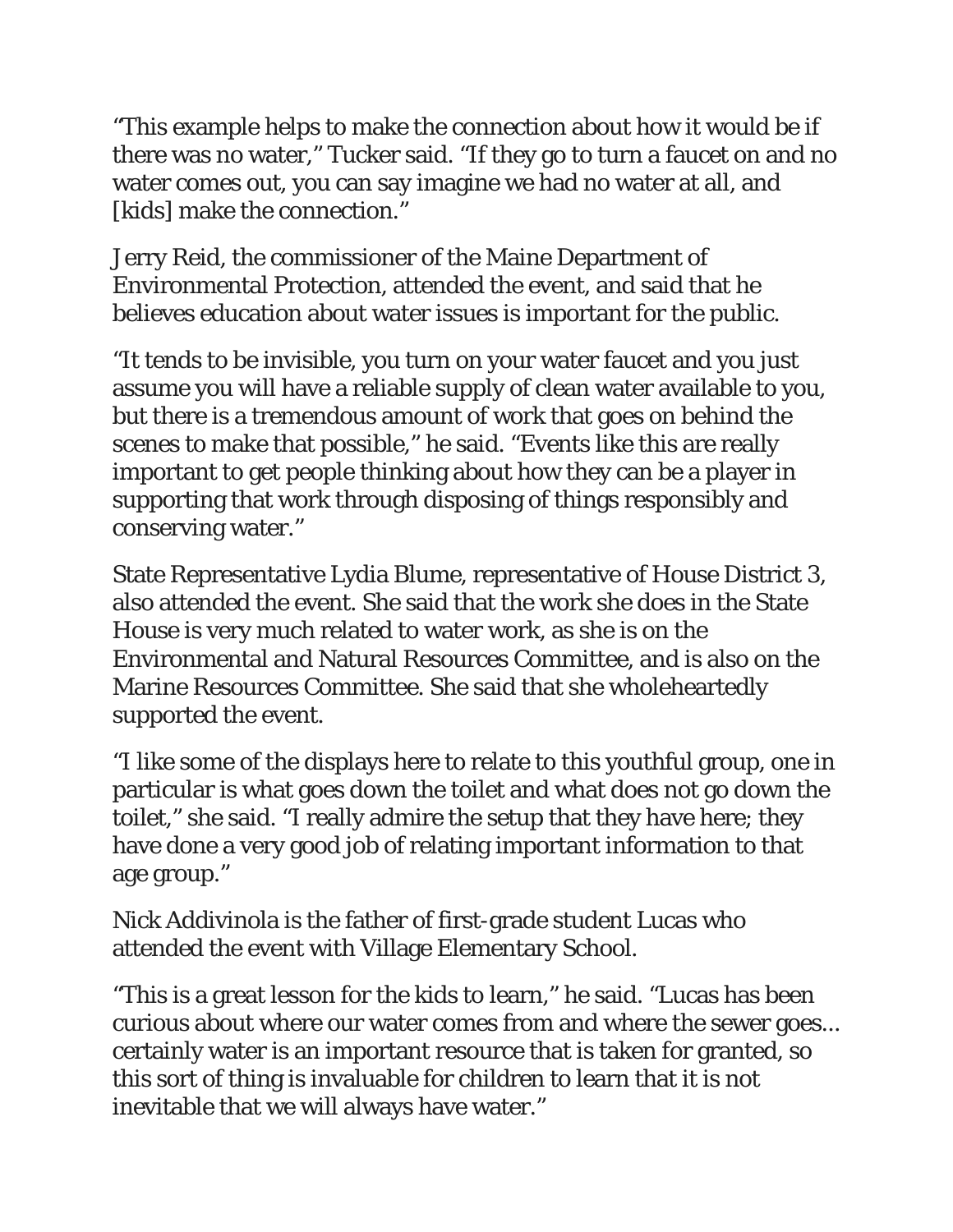"This example helps to make the connection about how it would be if there was no water," Tucker said. "If they go to turn a faucet on and no water comes out, you can say imagine we had no water at all, and [kids] make the connection."

Jerry Reid, the commissioner of the Maine Department of Environmental Protection, attended the event, and said that he believes education about water issues is important for the public.

"It tends to be invisible, you turn on your water faucet and you just assume you will have a reliable supply of clean water available to you, but there is a tremendous amount of work that goes on behind the scenes to make that possible," he said. "Events like this are really important to get people thinking about how they can be a player in supporting that work through disposing of things responsibly and conserving water."

State Representative Lydia Blume, representative of House District 3, also attended the event. She said that the work she does in the State House is very much related to water work, as she is on the Environmental and Natural Resources Committee, and is also on the Marine Resources Committee. She said that she wholeheartedly supported the event.

"I like some of the displays here to relate to this youthful group, one in particular is what goes down the toilet and what does not go down the toilet," she said. "I really admire the setup that they have here; they have done a very good job of relating important information to that age group."

Nick Addivinola is the father of first-grade student Lucas who attended the event with Village Elementary School.

"This is a great lesson for the kids to learn," he said. "Lucas has been curious about where our water comes from and where the sewer goes... certainly water is an important resource that is taken for granted, so this sort of thing is invaluable for children to learn that it is not inevitable that we will always have water."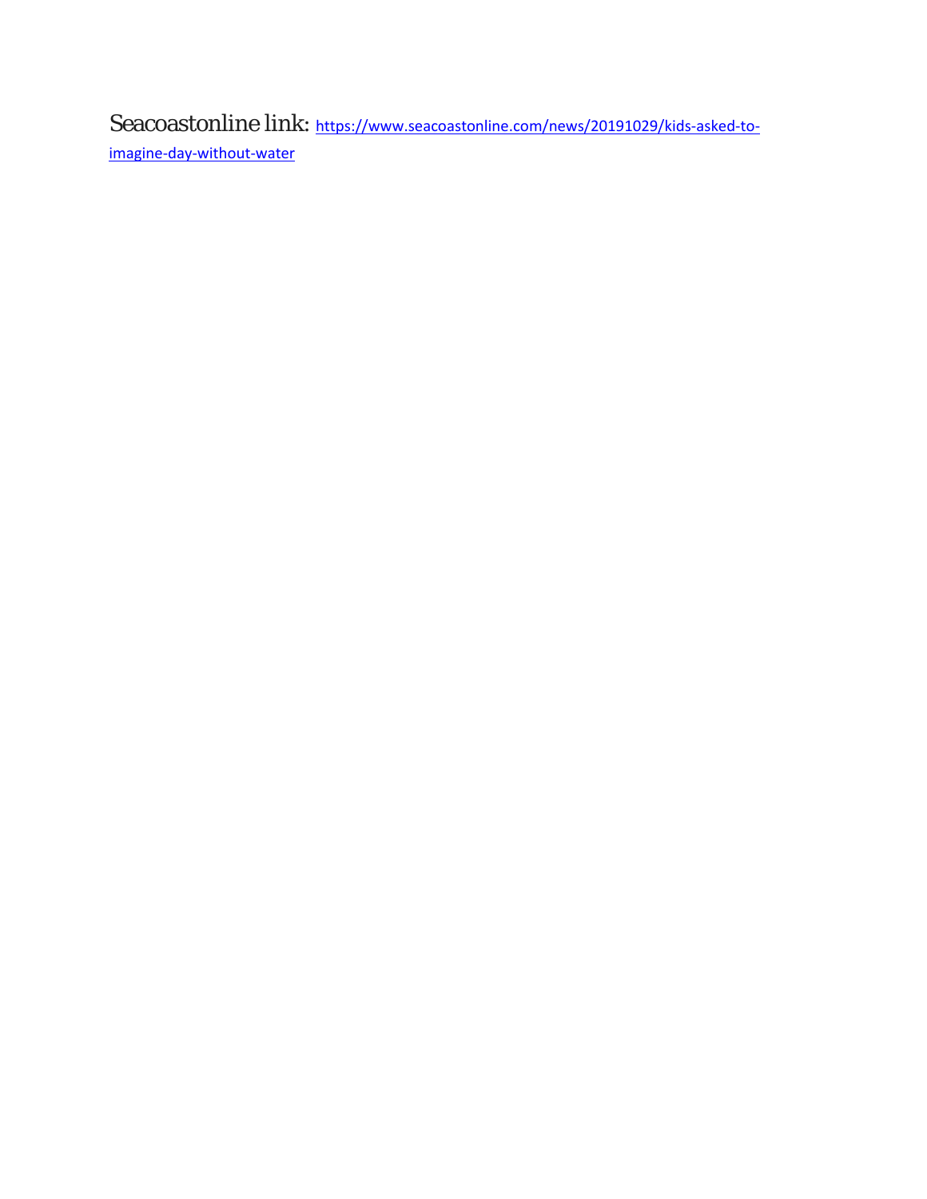Seacoastonline link: https://www.seacoastonline.com/news/20191029/kids-asked-to-imagine-day-without-water